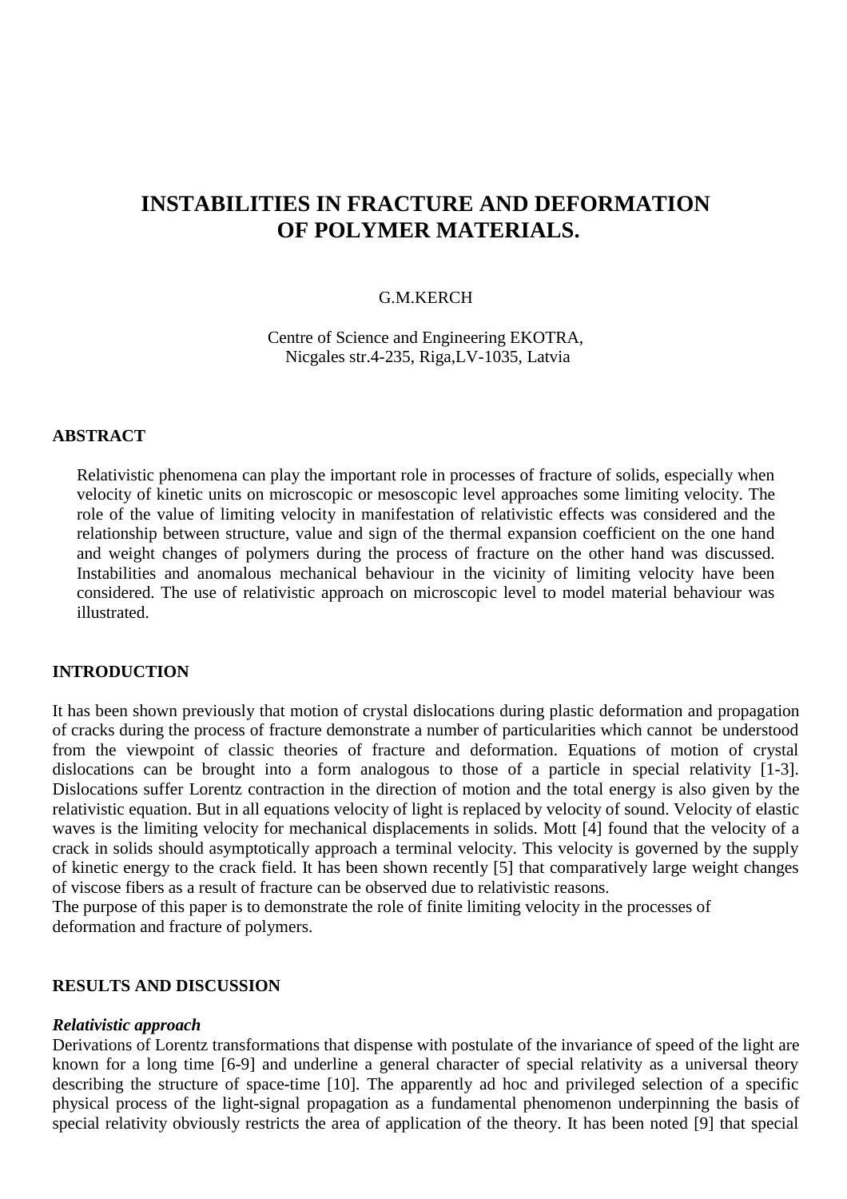# INSTABILITIES IN FRACTURE AND DEFORMATION OF POLYMER MATERIALS.

G.M.KERCH

Centre of Science and Engineering EKOTRA,
Nicgales str.4-235, Riga,LV-1035, Latvia

## ABSTRACT

Relativistic phenomena can play the important role in processes of fracture of solids, especially when velocity of kinetic units on microscopic or mesoscopic level approaches some limiting velocity. The role of the value of limiting velocity in manifestation of relativistic effects was considered and the relationship between structure, value and sign of the thermal expansion coefficient on the one hand and weight changes of polymers during the process of fracture on the other hand was discussed. Instabilities and anomalous mechanical behaviour in the vicinity of limiting velocity have been considered. The use of relativistic approach on microscopic level to model material behaviour was illustrated.

## INTRODUCTION

It has been shown previously that motion of crystal dislocations during plastic deformation and propagation of cracks during the process of fracture demonstrate a number of particularities which cannot be understood from the viewpoint of classic theories of fracture and deformation. Equations of motion of crystal dislocations can be brought into a form analogous to those of a particle in special relativity [1-3]. Dislocations suffer Lorentz contraction in the direction of motion and the total energy is also given by the relativistic equation. But in all equations velocity of light is replaced by velocity of sound. Velocity of elastic waves is the limiting velocity for mechanical displacements in solids. Mott [4] found that the velocity of a crack in solids should asymptotically approach a terminal velocity. This velocity is governed by the supply of kinetic energy to the crack field. It has been shown recently [5] that comparatively large weight changes of viscose fibers as a result of fracture can be observed due to relativistic reasons.
The purpose of this paper is to demonstrate the role of finite limiting velocity in the processes of deformation and fracture of polymers.

## RESULTS AND DISCUSSION

### *Relativistic approach*

Derivations of Lorentz transformations that dispense with postulate of the invariance of speed of the light are known for a long time [6-9] and underline a general character of special relativity as a universal theory describing the structure of space-time [10]. The apparently ad hoc and privileged selection of a specific physical process of the light-signal propagation as a fundamental phenomenon underpinning the basis of special relativity obviously restricts the area of application of the theory. It has been noted [9] that special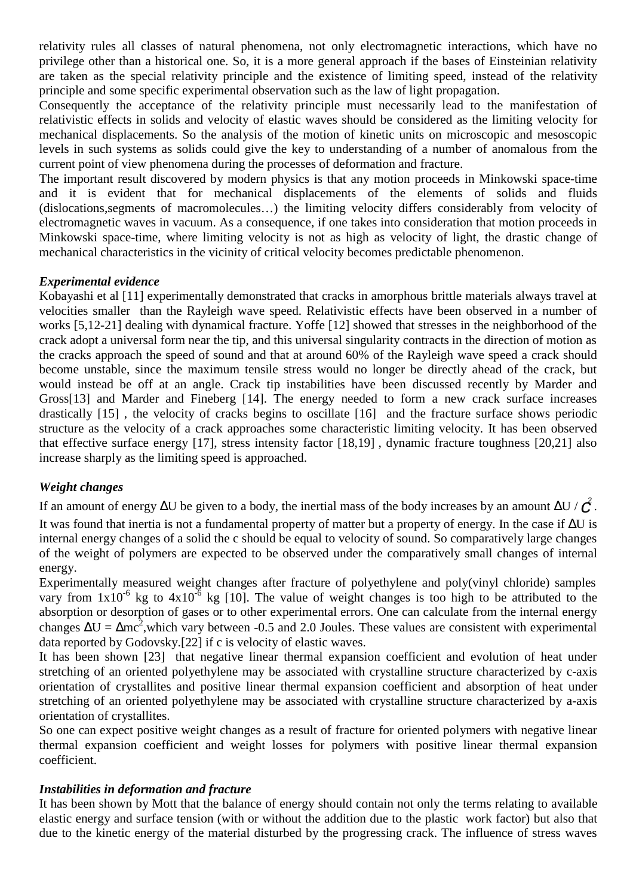relativity rules all classes of natural phenomena, not only electromagnetic interactions, which have no privilege other than a historical one. So, it is a more general approach if the bases of Einsteinian relativity are taken as the special relativity principle and the existence of limiting speed, instead of the relativity principle and some specific experimental observation such as the law of light propagation.

Consequently the acceptance of the relativity principle must necessarily lead to the manifestation of relativistic effects in solids and velocity of elastic waves should be considered as the limiting velocity for mechanical displacements. So the analysis of the motion of kinetic units on microscopic and mesoscopic levels in such systems as solids could give the key to understanding of a number of anomalous from the current point of view phenomena during the processes of deformation and fracture.

The important result discovered by modern physics is that any motion proceeds in Minkowski space-time and it is evident that for mechanical displacements of the elements of solids and fluids (dislocations,segments of macromolecules…) the limiting velocity differs considerably from velocity of electromagnetic waves in vacuum. As a consequence, if one takes into consideration that motion proceeds in Minkowski space-time, where limiting velocity is not as high as velocity of light, the drastic change of mechanical characteristics in the vicinity of critical velocity becomes predictable phenomenon.

### *Experimental evidence*

Kobayashi et al [11] experimentally demonstrated that cracks in amorphous brittle materials always travel at velocities smaller than the Rayleigh wave speed. Relativistic effects have been observed in a number of works [5,12-21] dealing with dynamical fracture. Yoffe [12] showed that stresses in the neighborhood of the crack adopt a universal form near the tip, and this universal singularity contracts in the direction of motion as the cracks approach the speed of sound and that at around 60% of the Rayleigh wave speed a crack should become unstable, since the maximum tensile stress would no longer be directly ahead of the crack, but would instead be off at an angle. Crack tip instabilities have been discussed recently by Marder and Gross[13] and Marder and Fineberg [14]. The energy needed to form a new crack surface increases drastically [15] , the velocity of cracks begins to oscillate [16] and the fracture surface shows periodic structure as the velocity of a crack approaches some characteristic limiting velocity. It has been observed that effective surface energy [17], stress intensity factor [18,19] , dynamic fracture toughness [20,21] also increase sharply as the limiting speed is approached.

### *Weight changes*

If an amount of energy $\Delta U$ be given to a body, the inertial mass of the body increases by an amount $\Delta U / c^2$. It was found that inertia is not a fundamental property of matter but a property of energy. In the case if $\Delta U$ is internal energy changes of a solid the c should be equal to velocity of sound. So comparatively large changes of the weight of polymers are expected to be observed under the comparatively small changes of internal energy.

Experimentally measured weight changes after fracture of polyethylene and poly(vinyl chloride) samples vary from $1 \times 10^{-6}$ kg to $4 \times 10^{-6}$ kg [10]. The value of weight changes is too high to be attributed to the absorption or desorption of gases or to other experimental errors. One can calculate from the internal energy changes $\Delta U = \Delta mc^2$,which vary between -0.5 and 2.0 Joules. These values are consistent with experimental data reported by Godovsky.[22] if c is velocity of elastic waves.

It has been shown [23] that negative linear thermal expansion coefficient and evolution of heat under stretching of an oriented polyethylene may be associated with crystalline structure characterized by c-axis orientation of crystallites and positive linear thermal expansion coefficient and absorption of heat under stretching of an oriented polyethylene may be associated with crystalline structure characterized by a-axis orientation of crystallites.

So one can expect positive weight changes as a result of fracture for oriented polymers with negative linear thermal expansion coefficient and weight losses for polymers with positive linear thermal expansion coefficient.

### *Instabilities in deformation and fracture*

It has been shown by Mott that the balance of energy should contain not only the terms relating to available elastic energy and surface tension (with or without the addition due to the plastic work factor) but also that due to the kinetic energy of the material disturbed by the progressing crack. The influence of stress waves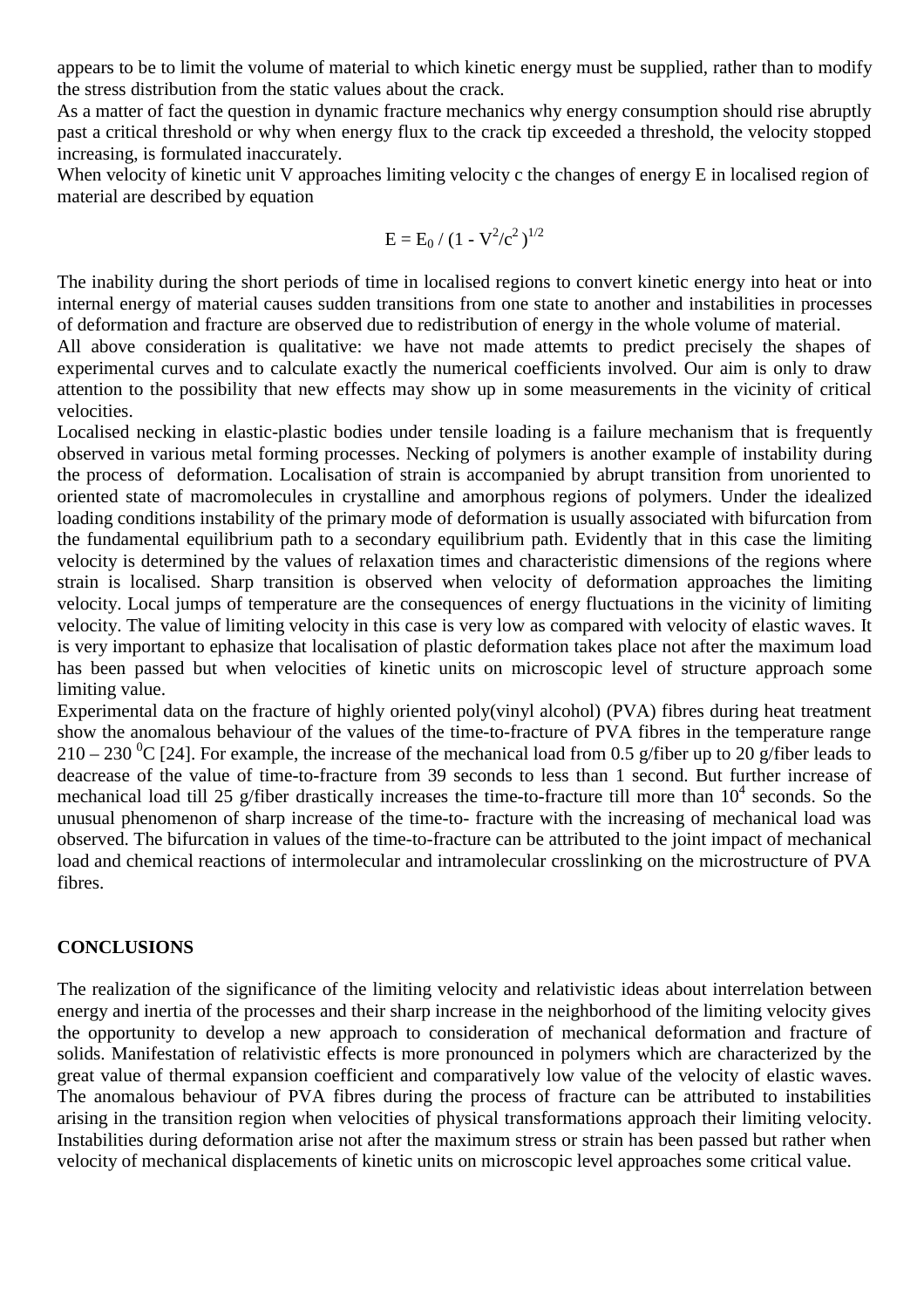appears to be to limit the volume of material to which kinetic energy must be supplied, rather than to modify the stress distribution from the static values about the crack.

As a matter of fact the question in dynamic fracture mechanics why energy consumption should rise abruptly past a critical threshold or why when energy flux to the crack tip exceeded a threshold, the velocity stopped increasing, is formulated inaccurately.

When velocity of kinetic unit V approaches limiting velocity c the changes of energy E in localised region of material are described by equation

$$E = E_0 / (1 - V^2/c^2)^{1/2}$$

The inability during the short periods of time in localised regions to convert kinetic energy into heat or into internal energy of material causes sudden transitions from one state to another and instabilities in processes of deformation and fracture are observed due to redistribution of energy in the whole volume of material.

All above consideration is qualitative: we have not made attemts to predict precisely the shapes of experimental curves and to calculate exactly the numerical coefficients involved. Our aim is only to draw attention to the possibility that new effects may show up in some measurements in the vicinity of critical velocities.

Localised necking in elastic-plastic bodies under tensile loading is a failure mechanism that is frequently observed in various metal forming processes. Necking of polymers is another example of instability during the process of deformation. Localisation of strain is accompanied by abrupt transition from unoriented to oriented state of macromolecules in crystalline and amorphous regions of polymers. Under the idealized loading conditions instability of the primary mode of deformation is usually associated with bifurcation from the fundamental equilibrium path to a secondary equilibrium path. Evidently that in this case the limiting velocity is determined by the values of relaxation times and characteristic dimensions of the regions where strain is localised. Sharp transition is observed when velocity of deformation approaches the limiting velocity. Local jumps of temperature are the consequences of energy fluctuations in the vicinity of limiting velocity. The value of limiting velocity in this case is very low as compared with velocity of elastic waves. It is very important to ephasize that localisation of plastic deformation takes place not after the maximum load has been passed but when velocities of kinetic units on microscopic level of structure approach some limiting value.

Experimental data on the fracture of highly oriented poly(vinyl alcohol) (PVA) fibres during heat treatment show the anomalous behaviour of the values of the time-to-fracture of PVA fibres in the temperature range $210 - 230\ ^0$C [24]. For example, the increase of the mechanical load from 0.5 g/fiber up to 20 g/fiber leads to deacrease of the value of time-to-fracture from 39 seconds to less than 1 second. But further increase of mechanical load till 25 g/fiber drastically increases the time-to-fracture till more than $10^4$ seconds. So the unusual phenomenon of sharp increase of the time-to- fracture with the increasing of mechanical load was observed. The bifurcation in values of the time-to-fracture can be attributed to the joint impact of mechanical load and chemical reactions of intermolecular and intramolecular crosslinking on the microstructure of PVA fibres.

## CONCLUSIONS

The realization of the significance of the limiting velocity and relativistic ideas about interrelation between energy and inertia of the processes and their sharp increase in the neighborhood of the limiting velocity gives the opportunity to develop a new approach to consideration of mechanical deformation and fracture of solids. Manifestation of relativistic effects is more pronounced in polymers which are characterized by the great value of thermal expansion coefficient and comparatively low value of the velocity of elastic waves. The anomalous behaviour of PVA fibres during the process of fracture can be attributed to instabilities arising in the transition region when velocities of physical transformations approach their limiting velocity. Instabilities during deformation arise not after the maximum stress or strain has been passed but rather when velocity of mechanical displacements of kinetic units on microscopic level approaches some critical value.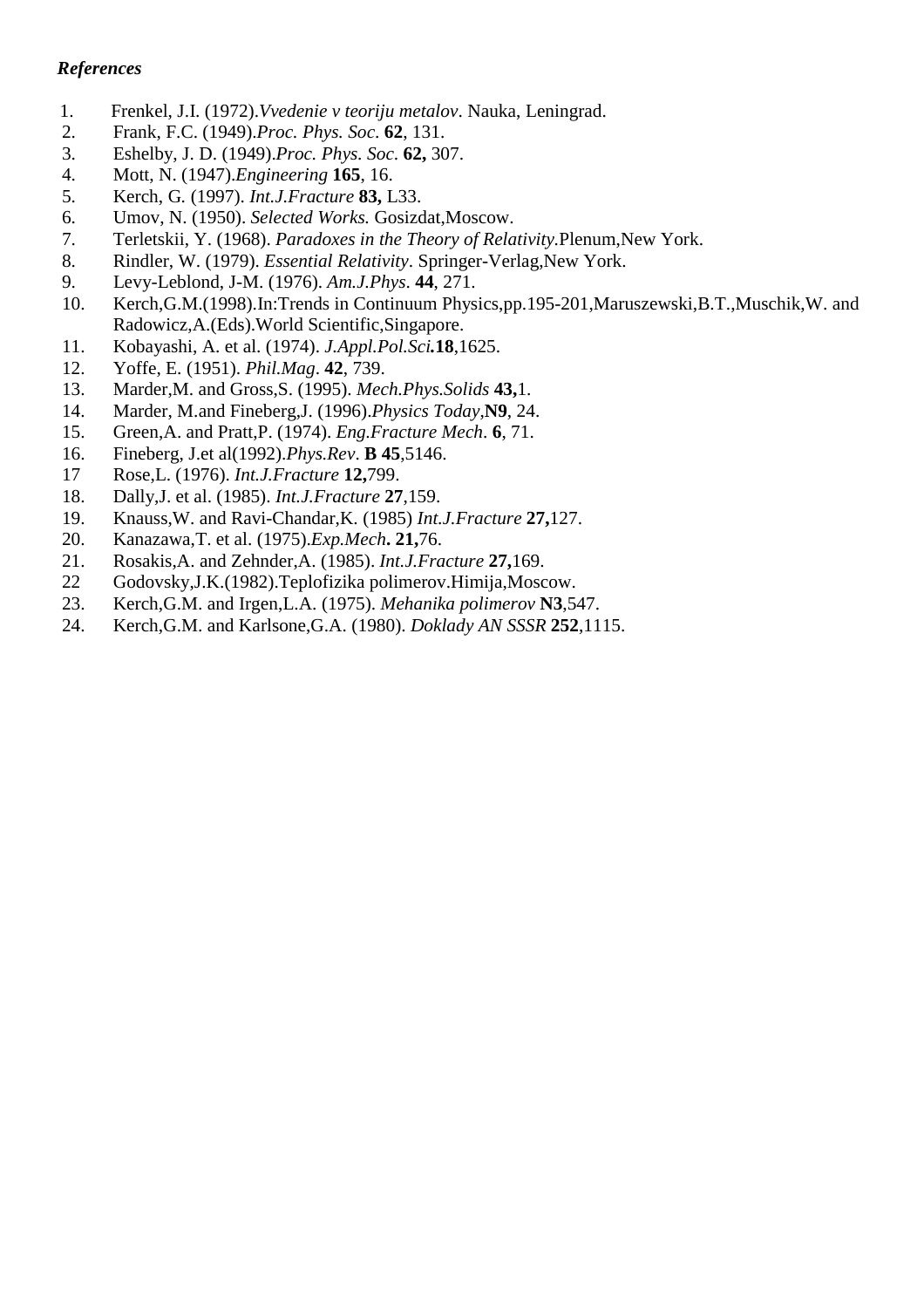***References***

1. Frenkel, J.I. (1972).*Vvedenie v teoriju metalov*. Nauka, Leningrad.
2. Frank, F.C. (1949).*Proc. Phys. Soc*. **62**, 131.
3. Eshelby, J. D. (1949).*Proc. Phys. Soc*. **62,** 307.
4. Mott, N. (1947).*Engineering* **165**, 16.
5. Kerch, G. (1997). *Int.J.Fracture* **83,** L33.
6. Umov, N. (1950). *Selected Works.* Gosizdat,Moscow.
7. Terletskii, Y. (1968). *Paradoxes in the Theory of Relativity.*Plenum,New York.
8. Rindler, W. (1979). *Essential Relativity*. Springer-Verlag,New York.
9. Levy-Leblond, J-M. (1976). *Am.J.Phys*. **44**, 271.
10. Kerch,G.M.(1998).In:Trends in Continuum Physics,pp.195-201,Maruszewski,B.T.,Muschik,W. and Radowicz,A.(Eds).World Scientific,Singapore.
11. Kobayashi, A. et al. (1974). *J.Appl.Pol.Sci.***18**,1625.
12. Yoffe, E. (1951). *Phil.Mag*. **42**, 739.
13. Marder,M. and Gross,S. (1995). *Mech.Phys.Solids* **43,**1.
14. Marder, M.and Fineberg,J. (1996).*Physics Today*,**N9**, 24.
15. Green,A. and Pratt,P. (1974). *Eng.Fracture Mech*. **6**, 71.
16. Fineberg, J.et al(1992).*Phys.Rev*. **B 45**,5146.
17. Rose,L. (1976). *Int.J.Fracture* **12,**799.
18. Dally,J. et al. (1985). *Int.J.Fracture* **27**,159.
19. Knauss,W. and Ravi-Chandar,K. (1985) *Int.J.Fracture* **27,**127.
20. Kanazawa,T. et al. (1975).*Exp.Mech***. 21,**76.
21. Rosakis,A. and Zehnder,A. (1985). *Int.J.Fracture* **27,**169.
22. Godovsky,J.K.(1982).Teplofizika polimerov.Himija,Moscow.
23. Kerch,G.M. and Irgen,L.A. (1975). *Mehanika polimerov* **N3**,547.
24. Kerch,G.M. and Karlsone,G.A. (1980). *Doklady AN SSSR* **252**,1115.